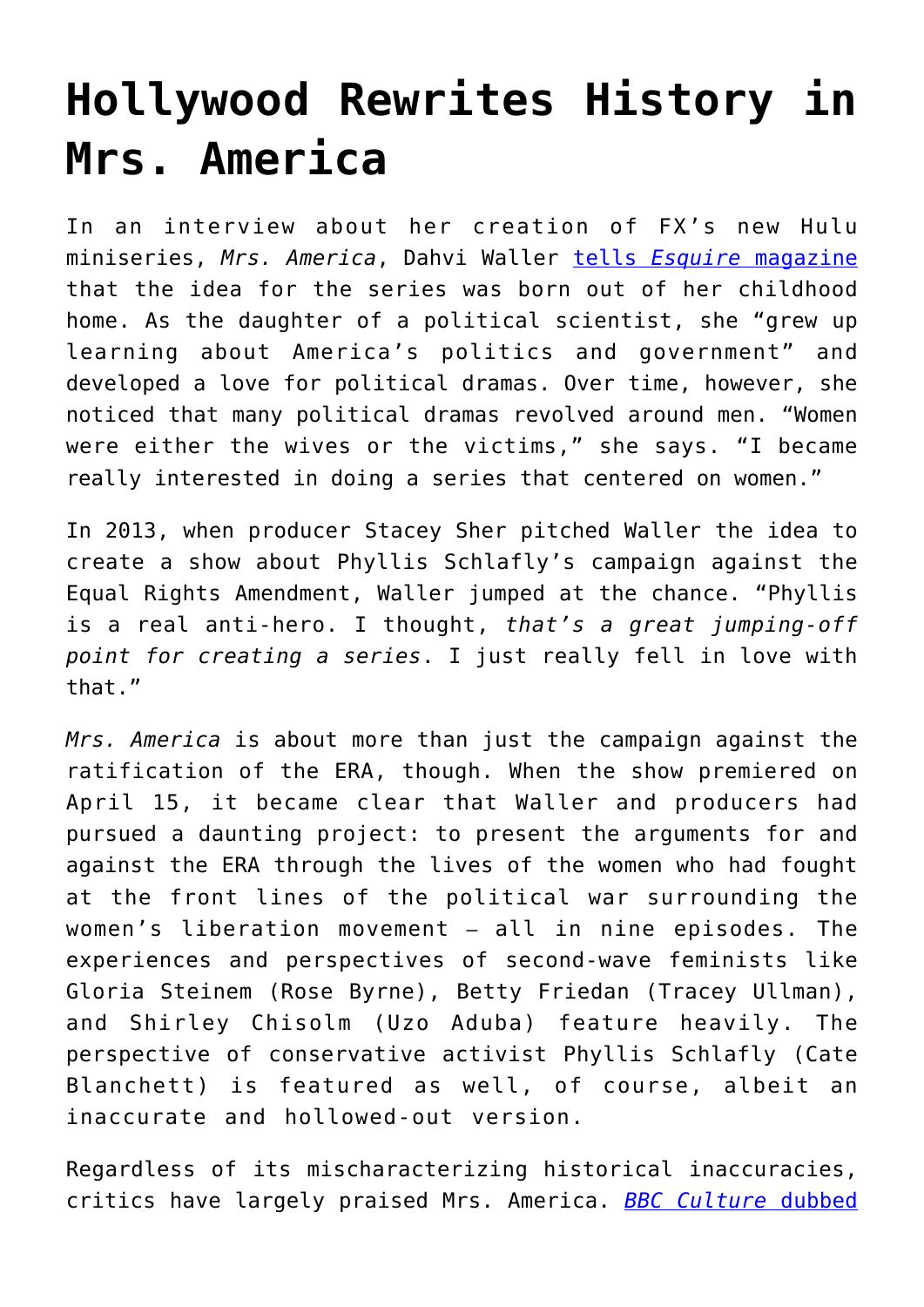# Hollywood Rewrites History in Mrs. America

In an interview about her creation of FX's new Hulu miniseries, *Mrs. America*, Dahvi Waller [tells *Esquire* magazine](#) that the idea for the series was born out of her childhood home. As the daughter of a political scientist, she "grew up learning about America's politics and government" and developed a love for political dramas. Over time, however, she noticed that many political dramas revolved around men. "Women were either the wives or the victims," she says. "I became really interested in doing a series that centered on women."

In 2013, when producer Stacey Sher pitched Waller the idea to create a show about Phyllis Schlafly's campaign against the Equal Rights Amendment, Waller jumped at the chance. "Phyllis is a real anti-hero. I thought, *that's a great jumping-off point for creating a series*. I just really fell in love with that."

*Mrs. America* is about more than just the campaign against the ratification of the ERA, though. When the show premiered on April 15, it became clear that Waller and producers had pursued a daunting project: to present the arguments for and against the ERA through the lives of the women who had fought at the front lines of the political war surrounding the women's liberation movement – all in nine episodes. The experiences and perspectives of second-wave feminists like Gloria Steinem (Rose Byrne), Betty Friedan (Tracey Ullman), and Shirley Chisolm (Uzo Aduba) feature heavily. The perspective of conservative activist Phyllis Schlafly (Cate Blanchett) is featured as well, of course, albeit an inaccurate and hollowed-out version.

Regardless of its mischaracterizing historical inaccuracies, critics have largely praised Mrs. America. [*BBC Culture* dubbed](#)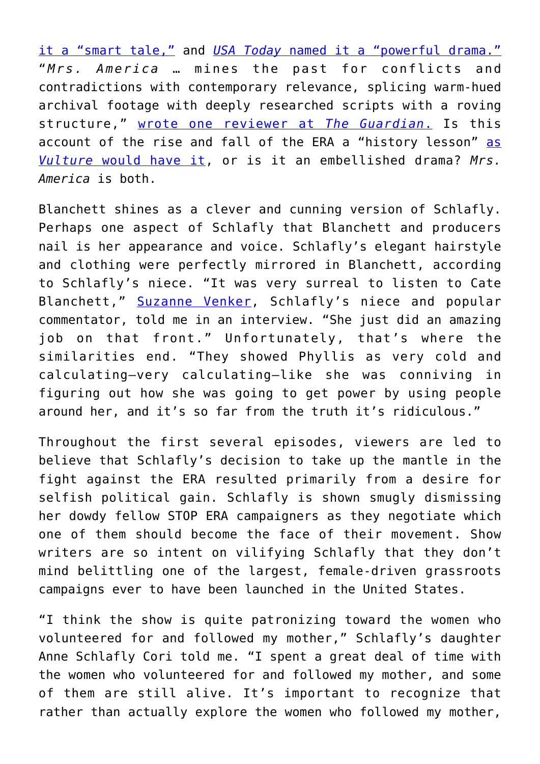it a "smart tale," and *USA Today* named it a "powerful drama." "*Mrs. America* … mines the past for conflicts and contradictions with contemporary relevance, splicing warm-hued archival footage with deeply researched scripts with a roving structure," wrote one reviewer at *The Guardian*. Is this account of the rise and fall of the ERA a "history lesson" as *Vulture* would have it, or is it an embellished drama? *Mrs. America* is both.

Blanchett shines as a clever and cunning version of Schlafly. Perhaps one aspect of Schlafly that Blanchett and producers nail is her appearance and voice. Schlafly's elegant hairstyle and clothing were perfectly mirrored in Blanchett, according to Schlafly's niece. "It was very surreal to listen to Cate Blanchett," Suzanne Venker, Schlafly's niece and popular commentator, told me in an interview. "She just did an amazing job on that front." Unfortunately, that's where the similarities end. "They showed Phyllis as very cold and calculating—very calculating—like she was conniving in figuring out how she was going to get power by using people around her, and it's so far from the truth it's ridiculous."

Throughout the first several episodes, viewers are led to believe that Schlafly's decision to take up the mantle in the fight against the ERA resulted primarily from a desire for selfish political gain. Schlafly is shown smugly dismissing her dowdy fellow STOP ERA campaigners as they negotiate which one of them should become the face of their movement. Show writers are so intent on vilifying Schlafly that they don't mind belittling one of the largest, female-driven grassroots campaigns ever to have been launched in the United States.

"I think the show is quite patronizing toward the women who volunteered for and followed my mother," Schlafly's daughter Anne Schlafly Cori told me. "I spent a great deal of time with the women who volunteered for and followed my mother, and some of them are still alive. It's important to recognize that rather than actually explore the women who followed my mother,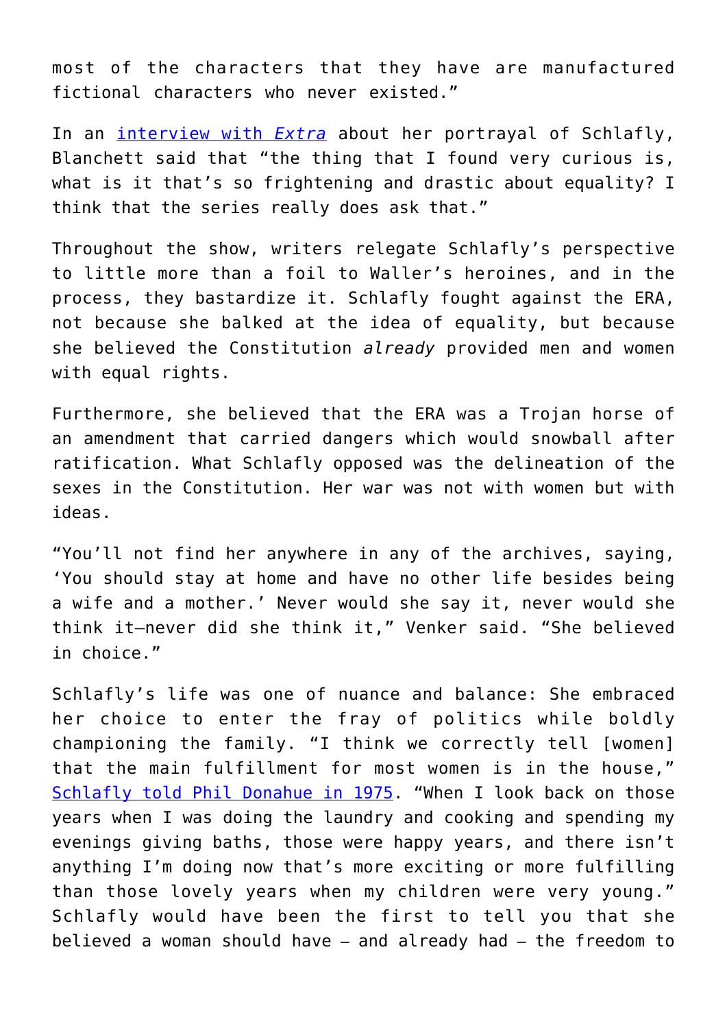most of the characters that they have are manufactured fictional characters who never existed."

In an [interview with *Extra*](#) about her portrayal of Schlafly, Blanchett said that "the thing that I found very curious is, what is it that's so frightening and drastic about equality? I think that the series really does ask that."

Throughout the show, writers relegate Schlafly's perspective to little more than a foil to Waller's heroines, and in the process, they bastardize it. Schlafly fought against the ERA, not because she balked at the idea of equality, but because she believed the Constitution *already* provided men and women with equal rights.

Furthermore, she believed that the ERA was a Trojan horse of an amendment that carried dangers which would snowball after ratification. What Schlafly opposed was the delineation of the sexes in the Constitution. Her war was not with women but with ideas.

"You'll not find her anywhere in any of the archives, saying, 'You should stay at home and have no other life besides being a wife and a mother.' Never would she say it, never would she think it—never did she think it," Venker said. "She believed in choice."

Schlafly's life was one of nuance and balance: She embraced her choice to enter the fray of politics while boldly championing the family. "I think we correctly tell [women] that the main fulfillment for most women is in the house," [Schlafly told Phil Donahue in 1975](#). "When I look back on those years when I was doing the laundry and cooking and spending my evenings giving baths, those were happy years, and there isn't anything I'm doing now that's more exciting or more fulfilling than those lovely years when my children were very young." Schlafly would have been the first to tell you that she believed a woman should have – and already had – the freedom to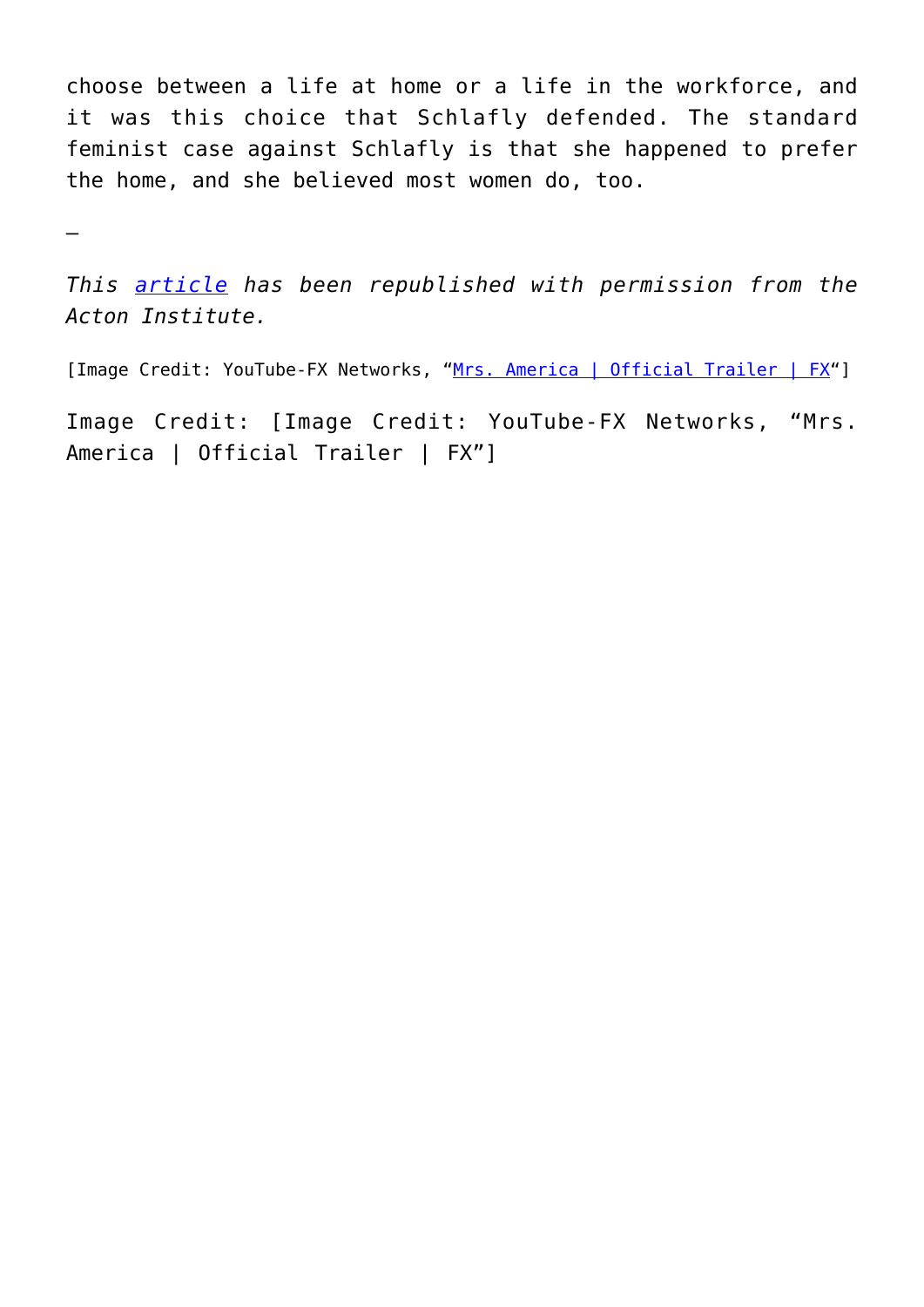choose between a life at home or a life in the workforce, and it was this choice that Schlafly defended. The standard feminist case against Schlafly is that she happened to prefer the home, and she believed most women do, too.

—

*This article has been republished with permission from the Acton Institute.*

[Image Credit: YouTube-FX Networks, "Mrs. America | Official Trailer | FX"]

Image Credit: [Image Credit: YouTube-FX Networks, "Mrs. America | Official Trailer | FX"]